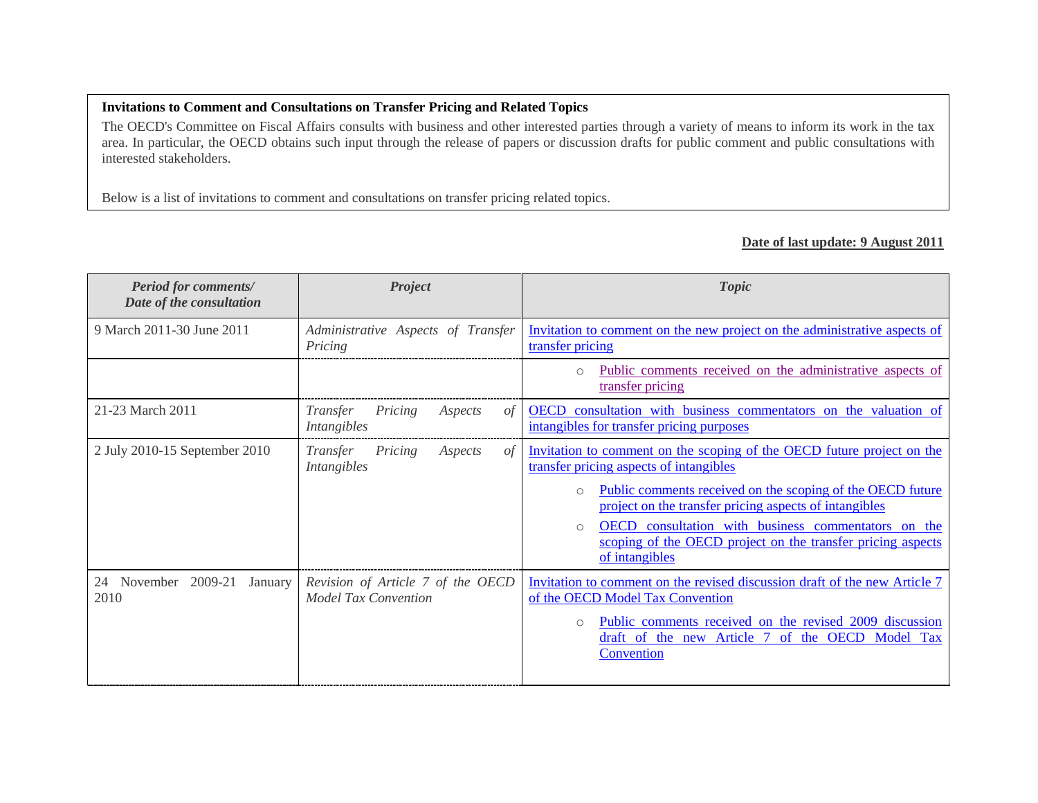**Invitations to Comment and Consultations on Transfer Pricing and Related Topics**

The OECD's Committee on Fiscal Affairs consults with business and other interested parties through a variety of means to inform its work in the tax area. In particular, the OECD obtains such input through the release of papers or discussion drafts for public comment and public consultations with interested stakeholders.

Below is a list of invitations to comment and consultations on transfer pricing related topics.

**Date of last update: 9 August 2011**

| *Period for comments/ Date of the consultation* | *Project* | *Topic* |
|---|---|---|
| 9 March 2011-30 June 2011 | *Administrative Aspects of Transfer Pricing* | Invitation to comment on the new project on the administrative aspects of transfer pricing |
| | | ○ Public comments received on the administrative aspects of transfer pricing |
| 21-23 March 2011 | *Transfer Pricing Aspects of Intangibles* | OECD consultation with business commentators on the valuation of intangibles for transfer pricing purposes |
| 2 July 2010-15 September 2010 | *Transfer Pricing Aspects of Intangibles* | Invitation to comment on the scoping of the OECD future project on the transfer pricing aspects of intangibles<br>○ Public comments received on the scoping of the OECD future project on the transfer pricing aspects of intangibles<br>○ OECD consultation with business commentators on the scoping of the OECD project on the transfer pricing aspects of intangibles |
| 24 November 2009-21 January 2010 | *Revision of Article 7 of the OECD Model Tax Convention* | Invitation to comment on the revised discussion draft of the new Article 7 of the OECD Model Tax Convention<br>○ Public comments received on the revised 2009 discussion draft of the new Article 7 of the OECD Model Tax Convention |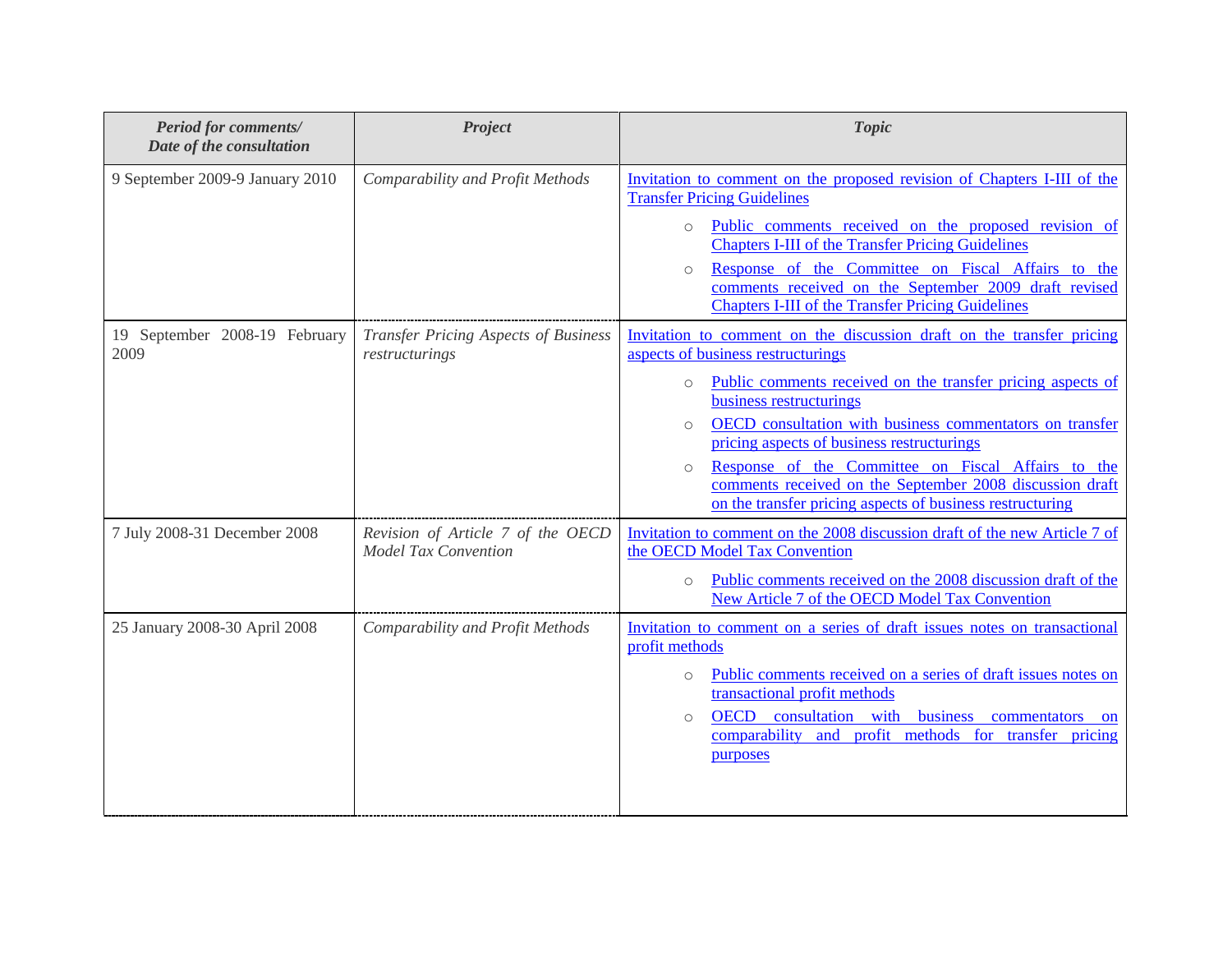| *Period for comments/ Date of the consultation* | *Project* | *Topic* |
|---|---|---|
| 9 September 2009-9 January 2010 | *Comparability and Profit Methods* | Invitation to comment on the proposed revision of Chapters I-III of the Transfer Pricing Guidelines<br>○ Public comments received on the proposed revision of Chapters I-III of the Transfer Pricing Guidelines<br>○ Response of the Committee on Fiscal Affairs to the comments received on the September 2009 draft revised Chapters I-III of the Transfer Pricing Guidelines |
| 19 September 2008-19 February 2009 | *Transfer Pricing Aspects of Business restructurings* | Invitation to comment on the discussion draft on the transfer pricing aspects of business restructurings<br>○ Public comments received on the transfer pricing aspects of business restructurings<br>○ OECD consultation with business commentators on transfer pricing aspects of business restructurings<br>○ Response of the Committee on Fiscal Affairs to the comments received on the September 2008 discussion draft on the transfer pricing aspects of business restructuring |
| 7 July 2008-31 December 2008 | *Revision of Article 7 of the OECD Model Tax Convention* | Invitation to comment on the 2008 discussion draft of the new Article 7 of the OECD Model Tax Convention<br>○ Public comments received on the 2008 discussion draft of the New Article 7 of the OECD Model Tax Convention |
| 25 January 2008-30 April 2008 | *Comparability and Profit Methods* | Invitation to comment on a series of draft issues notes on transactional profit methods<br>○ Public comments received on a series of draft issues notes on transactional profit methods<br>○ OECD consultation with business commentators on comparability and profit methods for transfer pricing purposes |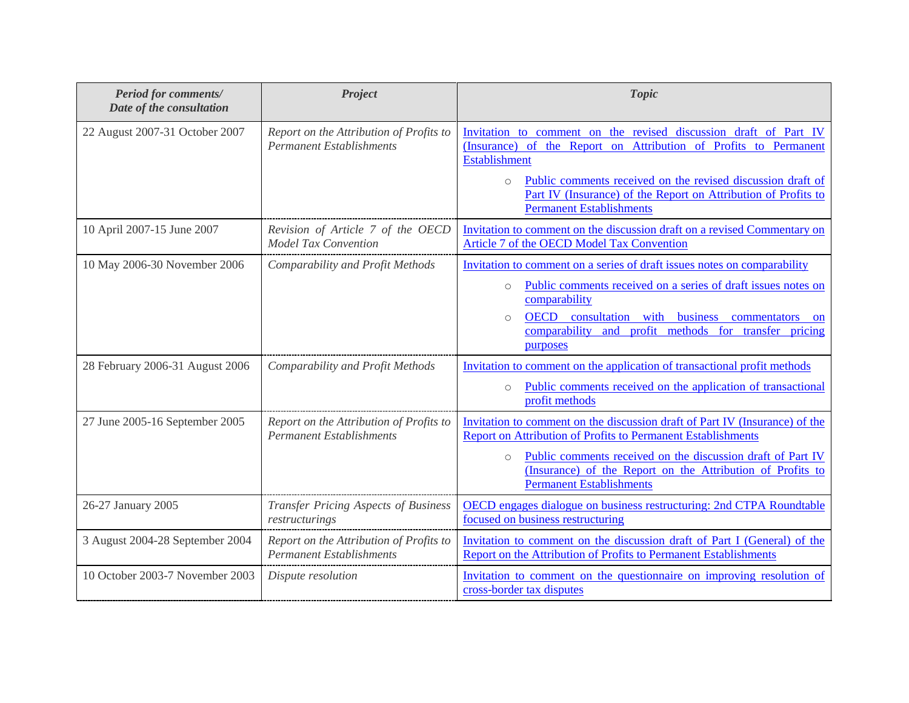| *Period for comments/ Date of the consultation* | *Project* | *Topic* |
| --- | --- | --- |
| 22 August 2007-31 October 2007 | *Report on the Attribution of Profits to Permanent Establishments* | Invitation to comment on the revised discussion draft of Part IV (Insurance) of the Report on Attribution of Profits to Permanent Establishment<br>○ Public comments received on the revised discussion draft of Part IV (Insurance) of the Report on Attribution of Profits to Permanent Establishments |
| 10 April 2007-15 June 2007 | *Revision of Article 7 of the OECD Model Tax Convention* | Invitation to comment on the discussion draft on a revised Commentary on Article 7 of the OECD Model Tax Convention |
| 10 May 2006-30 November 2006 | *Comparability and Profit Methods* | Invitation to comment on a series of draft issues notes on comparability<br>○ Public comments received on a series of draft issues notes on comparability<br>○ OECD consultation with business commentators on comparability and profit methods for transfer pricing purposes |
| 28 February 2006-31 August 2006 | *Comparability and Profit Methods* | Invitation to comment on the application of transactional profit methods<br>○ Public comments received on the application of transactional profit methods |
| 27 June 2005-16 September 2005 | *Report on the Attribution of Profits to Permanent Establishments* | Invitation to comment on the discussion draft of Part IV (Insurance) of the Report on Attribution of Profits to Permanent Establishments<br>○ Public comments received on the discussion draft of Part IV (Insurance) of the Report on the Attribution of Profits to Permanent Establishments |
| 26-27 January 2005 | *Transfer Pricing Aspects of Business restructurings* | OECD engages dialogue on business restructuring: 2nd CTPA Roundtable focused on business restructuring |
| 3 August 2004-28 September 2004 | *Report on the Attribution of Profits to Permanent Establishments* | Invitation to comment on the discussion draft of Part I (General) of the Report on the Attribution of Profits to Permanent Establishments |
| 10 October 2003-7 November 2003 | *Dispute resolution* | Invitation to comment on the questionnaire on improving resolution of cross-border tax disputes |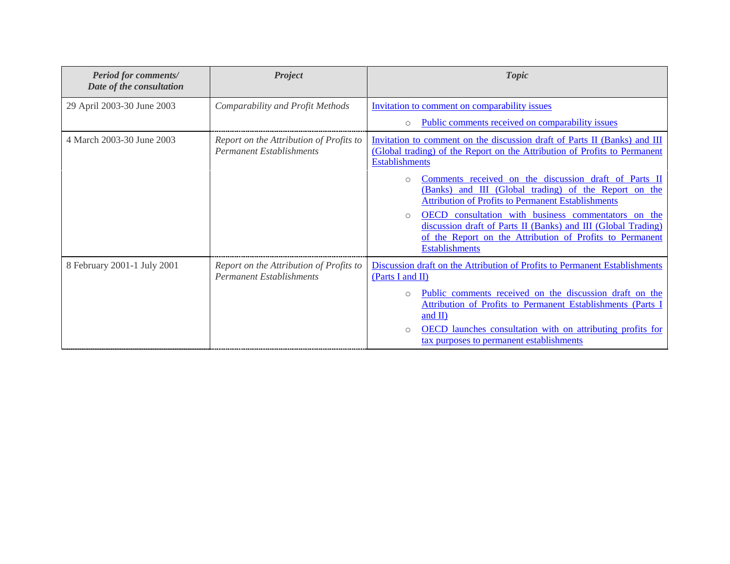| *Period for comments/ Date of the consultation* | *Project* | *Topic* |
|---|---|---|
| 29 April 2003-30 June 2003 | *Comparability and Profit Methods* | Invitation to comment on comparability issues<br>○ Public comments received on comparability issues |
| 4 March 2003-30 June 2003 | *Report on the Attribution of Profits to Permanent Establishments* | Invitation to comment on the discussion draft of Parts II (Banks) and III (Global trading) of the Report on the Attribution of Profits to Permanent Establishments<br>○ Comments received on the discussion draft of Parts II (Banks) and III (Global trading) of the Report on the Attribution of Profits to Permanent Establishments<br>○ OECD consultation with business commentators on the discussion draft of Parts II (Banks) and III (Global Trading) of the Report on the Attribution of Profits to Permanent Establishments |
| 8 February 2001-1 July 2001 | *Report on the Attribution of Profits to Permanent Establishments* | Discussion draft on the Attribution of Profits to Permanent Establishments (Parts I and II)<br>○ Public comments received on the discussion draft on the Attribution of Profits to Permanent Establishments (Parts I and II)<br>○ OECD launches consultation with on attributing profits for tax purposes to permanent establishments |